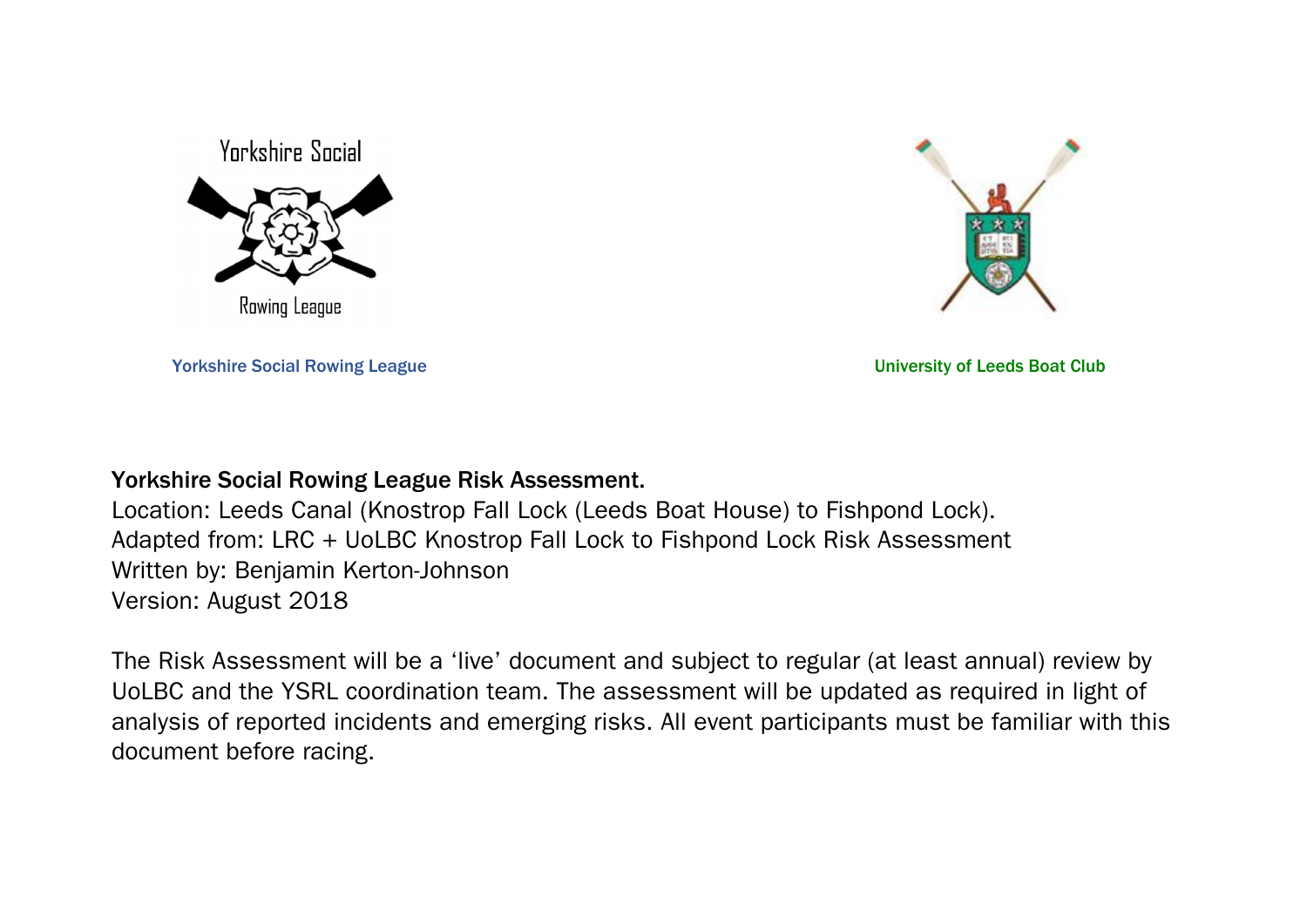Yorkshire Social Rowing League

University of Leeds Boat Club

**Yorkshire Social Rowing League Risk Assessment.**

Location: Leeds Canal (Knostrop Fall Lock (Leeds Boat House) to Fishpond Lock).
Adapted from: LRC + UoLBC Knostrop Fall Lock to Fishpond Lock Risk Assessment
Written by: Benjamin Kerton-Johnson
Version: August 2018

The Risk Assessment will be a 'live' document and subject to regular (at least annual) review by UoLBC and the YSRL coordination team. The assessment will be updated as required in light of analysis of reported incidents and emerging risks. All event participants must be familiar with this document before racing.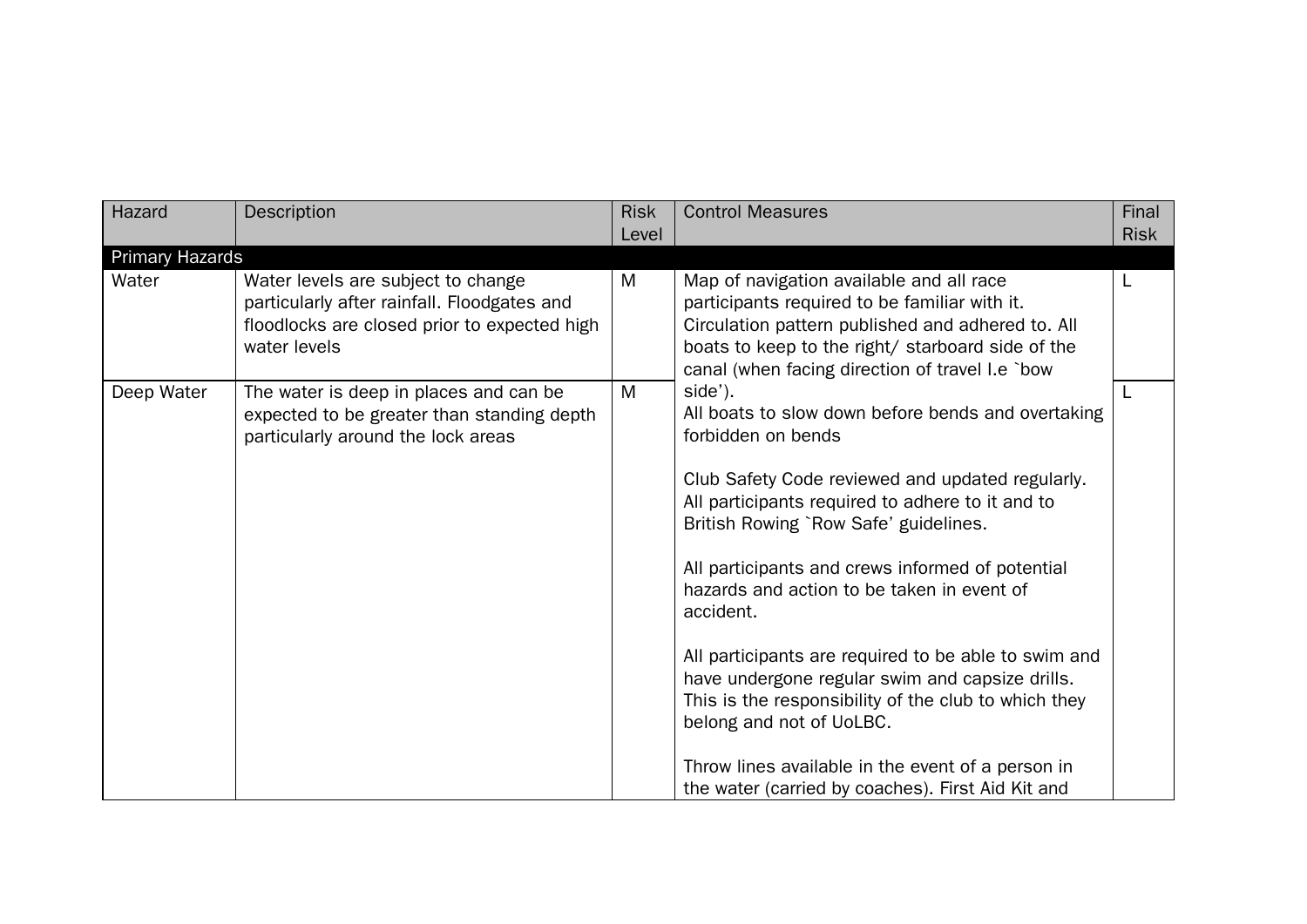| Hazard | Description | Risk Level | Control Measures | Final Risk |
|---|---|---|---|---|
| **Primary Hazards** | | | | |
| Water | Water levels are subject to change particularly after rainfall. Floodgates and floodlocks are closed prior to expected high water levels | M | Map of navigation available and all race participants required to be familiar with it. Circulation pattern published and adhered to. All boats to keep to the right/ starboard side of the canal (when facing direction of travel I.e `bow side'). All boats to slow down before bends and overtaking forbidden on bends<br><br>Club Safety Code reviewed and updated regularly. All participants required to adhere to it and to British Rowing `Row Safe' guidelines.<br><br>All participants and crews informed of potential hazards and action to be taken in event of accident.<br><br>All participants are required to be able to swim and have undergone regular swim and capsize drills. This is the responsibility of the club to which they belong and not of UoLBC.<br><br>Throw lines available in the event of a person in the water (carried by coaches). First Aid Kit and | L |
| Deep Water | The water is deep in places and can be expected to be greater than standing depth particularly around the lock areas | M | | L |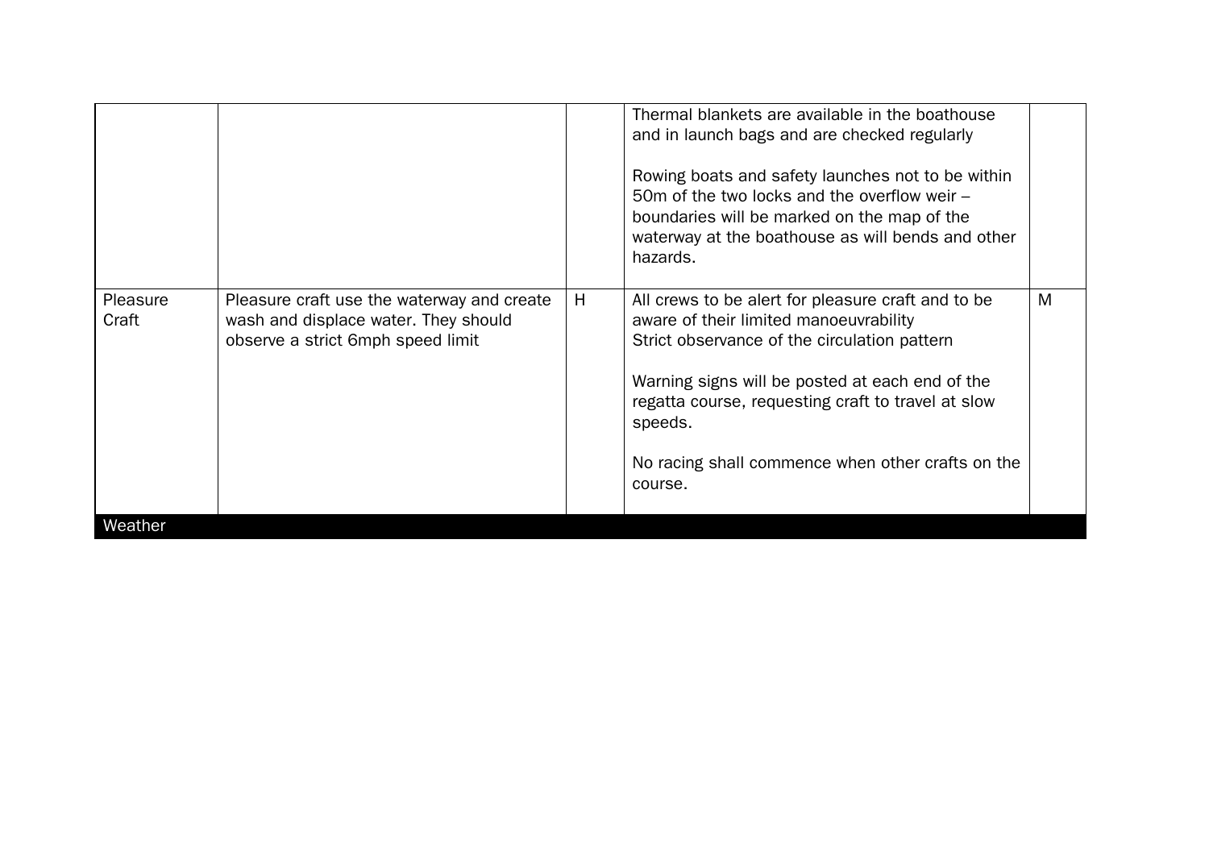| | | | | |
|---|---|---|---|---|
| | | | Thermal blankets are available in the boathouse and in launch bags and are checked regularly<br><br>Rowing boats and safety launches not to be within 50m of the two locks and the overflow weir – boundaries will be marked on the map of the waterway at the boathouse as will bends and other hazards. | |
| Pleasure Craft | Pleasure craft use the waterway and create wash and displace water. They should observe a strict 6mph speed limit | H | All crews to be alert for pleasure craft and to be aware of their limited manoeuvrability<br>Strict observance of the circulation pattern<br><br>Warning signs will be posted at each end of the regatta course, requesting craft to travel at slow speeds.<br><br>No racing shall commence when other crafts on the course. | M |
| **Weather** | | | | |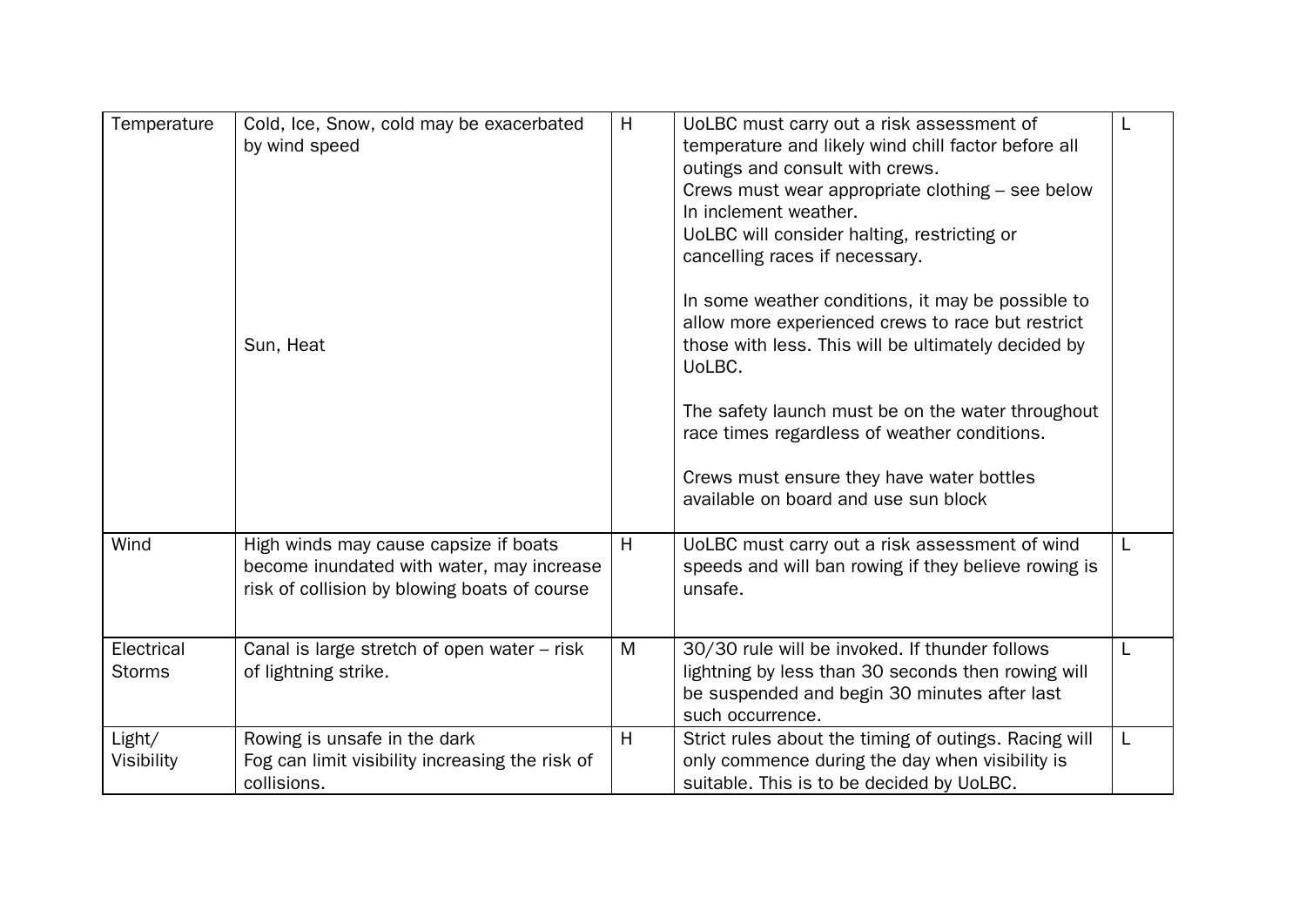| | | | | |
|---|---|---|---|---|
| Temperature | Cold, Ice, Snow, cold may be exacerbated by wind speed<br><br>Sun, Heat | H | UoLBC must carry out a risk assessment of temperature and likely wind chill factor before all outings and consult with crews.<br>Crews must wear appropriate clothing – see below In inclement weather.<br>UoLBC will consider halting, restricting or cancelling races if necessary.<br><br>In some weather conditions, it may be possible to allow more experienced crews to race but restrict those with less. This will be ultimately decided by UoLBC.<br><br>The safety launch must be on the water throughout race times regardless of weather conditions.<br><br>Crews must ensure they have water bottles available on board and use sun block | L |
| Wind | High winds may cause capsize if boats become inundated with water, may increase risk of collision by blowing boats of course | H | UoLBC must carry out a risk assessment of wind speeds and will ban rowing if they believe rowing is unsafe. | L |
| Electrical Storms | Canal is large stretch of open water – risk of lightning strike. | M | 30/30 rule will be invoked. If thunder follows lightning by less than 30 seconds then rowing will be suspended and begin 30 minutes after last such occurrence. | L |
| Light/ Visibility | Rowing is unsafe in the dark<br>Fog can limit visibility increasing the risk of collisions. | H | Strict rules about the timing of outings. Racing will only commence during the day when visibility is suitable. This is to be decided by UoLBC. | L |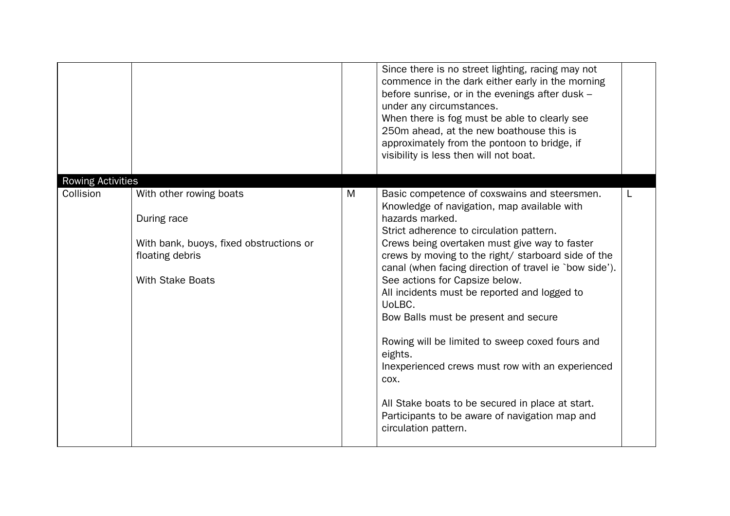| | | | | |
|---|---|---|---|---|
| | | | Since there is no street lighting, racing may not commence in the dark either early in the morning before sunrise, or in the evenings after dusk – under any circumstances.<br>When there is fog must be able to clearly see 250m ahead, at the new boathouse this is approximately from the pontoon to bridge, if visibility is less then will not boat. | |
| Rowing Activities | | | | |
| Collision | With other rowing boats<br><br>During race<br><br>With bank, buoys, fixed obstructions or floating debris<br><br>With Stake Boats | M | Basic competence of coxswains and steersmen.<br>Knowledge of navigation, map available with hazards marked.<br>Strict adherence to circulation pattern.<br>Crews being overtaken must give way to faster crews by moving to the right/ starboard side of the canal (when facing direction of travel ie `bow side').<br>See actions for Capsize below.<br>All incidents must be reported and logged to UoLBC.<br>Bow Balls must be present and secure<br><br>Rowing will be limited to sweep coxed fours and eights.<br>Inexperienced crews must row with an experienced cox.<br><br>All Stake boats to be secured in place at start.<br>Participants to be aware of navigation map and circulation pattern. | L |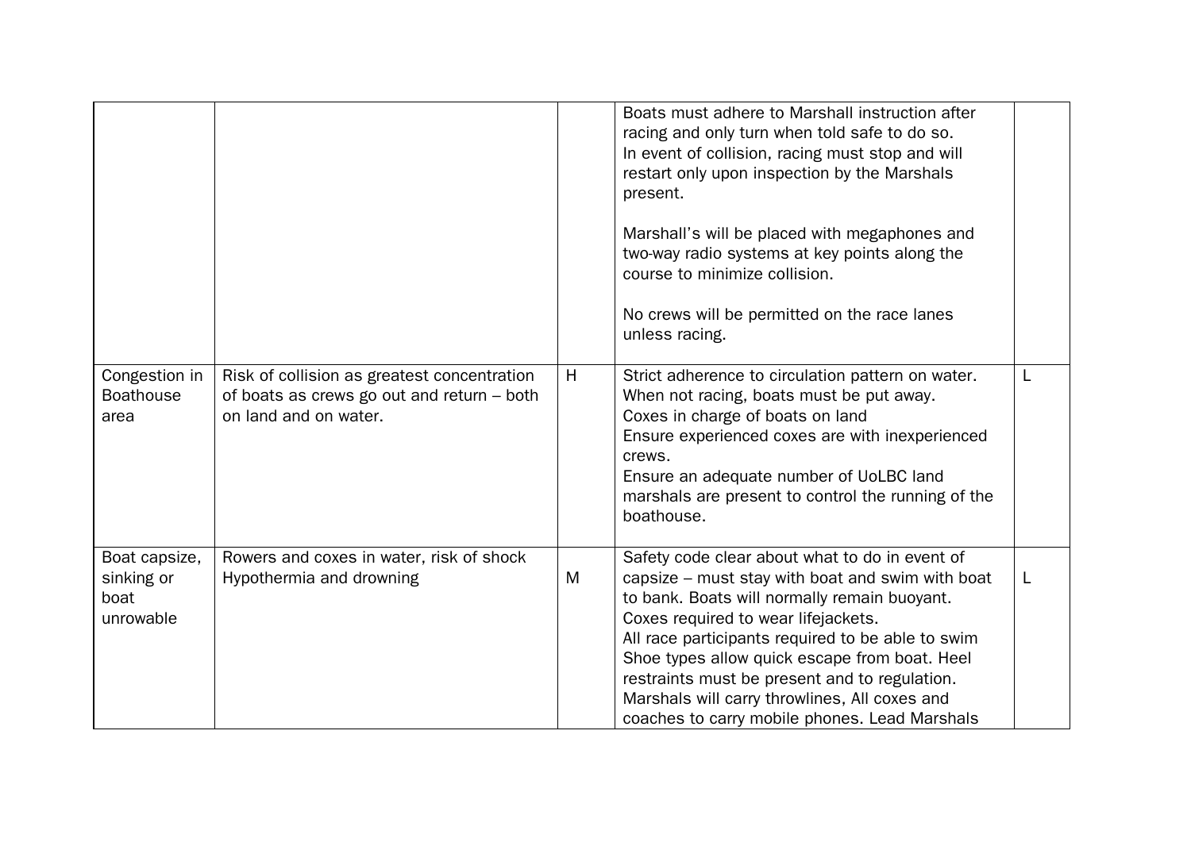| | | | | |
|---|---|---|---|---|
| | | | Boats must adhere to Marshall instruction after racing and only turn when told safe to do so.<br>In event of collision, racing must stop and will restart only upon inspection by the Marshals present.<br><br>Marshall's will be placed with megaphones and two-way radio systems at key points along the course to minimize collision.<br><br>No crews will be permitted on the race lanes unless racing. | |
| Congestion in Boathouse area | Risk of collision as greatest concentration of boats as crews go out and return – both on land and on water. | H | Strict adherence to circulation pattern on water.<br>When not racing, boats must be put away.<br>Coxes in charge of boats on land<br>Ensure experienced coxes are with inexperienced crews.<br>Ensure an adequate number of UoLBC land marshals are present to control the running of the boathouse. | L |
| Boat capsize, sinking or boat unrowable | Rowers and coxes in water, risk of shock Hypothermia and drowning | M | Safety code clear about what to do in event of capsize – must stay with boat and swim with boat to bank. Boats will normally remain buoyant.<br>Coxes required to wear lifejackets.<br>All race participants required to be able to swim<br>Shoe types allow quick escape from boat. Heel restraints must be present and to regulation.<br>Marshals will carry throwlines, All coxes and coaches to carry mobile phones. Lead Marshals | L |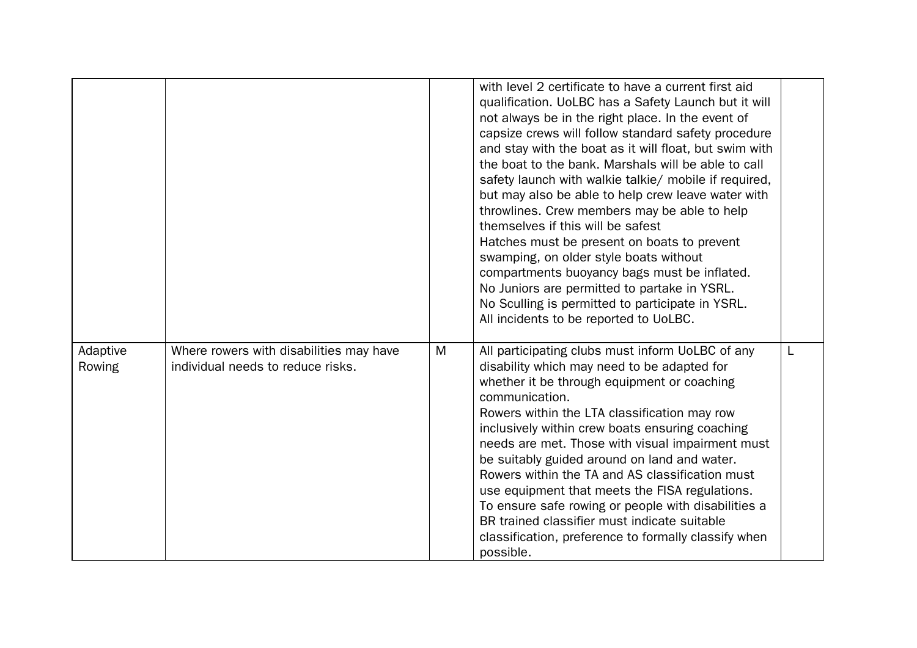| | | | | |
|---|---|---|---|---|
| | | | with level 2 certificate to have a current first aid qualification. UoLBC has a Safety Launch but it will not always be in the right place. In the event of capsize crews will follow standard safety procedure and stay with the boat as it will float, but swim with the boat to the bank. Marshals will be able to call safety launch with walkie talkie/ mobile if required, but may also be able to help crew leave water with throwlines. Crew members may be able to help themselves if this will be safest<br>Hatches must be present on boats to prevent swamping, on older style boats without compartments buoyancy bags must be inflated.<br>No Juniors are permitted to partake in YSRL.<br>No Sculling is permitted to participate in YSRL.<br>All incidents to be reported to UoLBC. | |
| Adaptive Rowing | Where rowers with disabilities may have individual needs to reduce risks. | M | All participating clubs must inform UoLBC of any disability which may need to be adapted for whether it be through equipment or coaching communication.<br>Rowers within the LTA classification may row inclusively within crew boats ensuring coaching needs are met. Those with visual impairment must be suitably guided around on land and water.<br>Rowers within the TA and AS classification must use equipment that meets the FISA regulations.<br>To ensure safe rowing or people with disabilities a BR trained classifier must indicate suitable classification, preference to formally classify when possible. | L |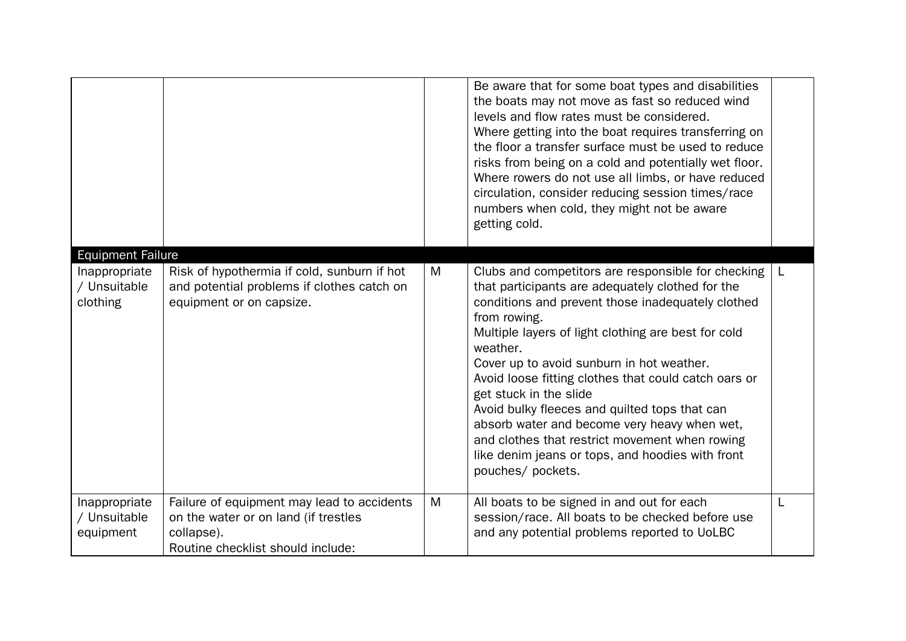| | | | | |
|---|---|---|---|---|
| | | | Be aware that for some boat types and disabilities the boats may not move as fast so reduced wind levels and flow rates must be considered.<br>Where getting into the boat requires transferring on the floor a transfer surface must be used to reduce risks from being on a cold and potentially wet floor.<br>Where rowers do not use all limbs, or have reduced circulation, consider reducing session times/race numbers when cold, they might not be aware getting cold. | |
| **Equipment Failure** | | | | |
| Inappropriate / Unsuitable clothing | Risk of hypothermia if cold, sunburn if hot and potential problems if clothes catch on equipment or on capsize. | M | Clubs and competitors are responsible for checking that participants are adequately clothed for the conditions and prevent those inadequately clothed from rowing.<br>Multiple layers of light clothing are best for cold weather.<br>Cover up to avoid sunburn in hot weather.<br>Avoid loose fitting clothes that could catch oars or get stuck in the slide<br>Avoid bulky fleeces and quilted tops that can absorb water and become very heavy when wet, and clothes that restrict movement when rowing like denim jeans or tops, and hoodies with front pouches/ pockets. | L |
| Inappropriate / Unsuitable equipment | Failure of equipment may lead to accidents on the water or on land (if trestles collapse).<br>Routine checklist should include: | M | All boats to be signed in and out for each session/race. All boats to be checked before use and any potential problems reported to UoLBC | L |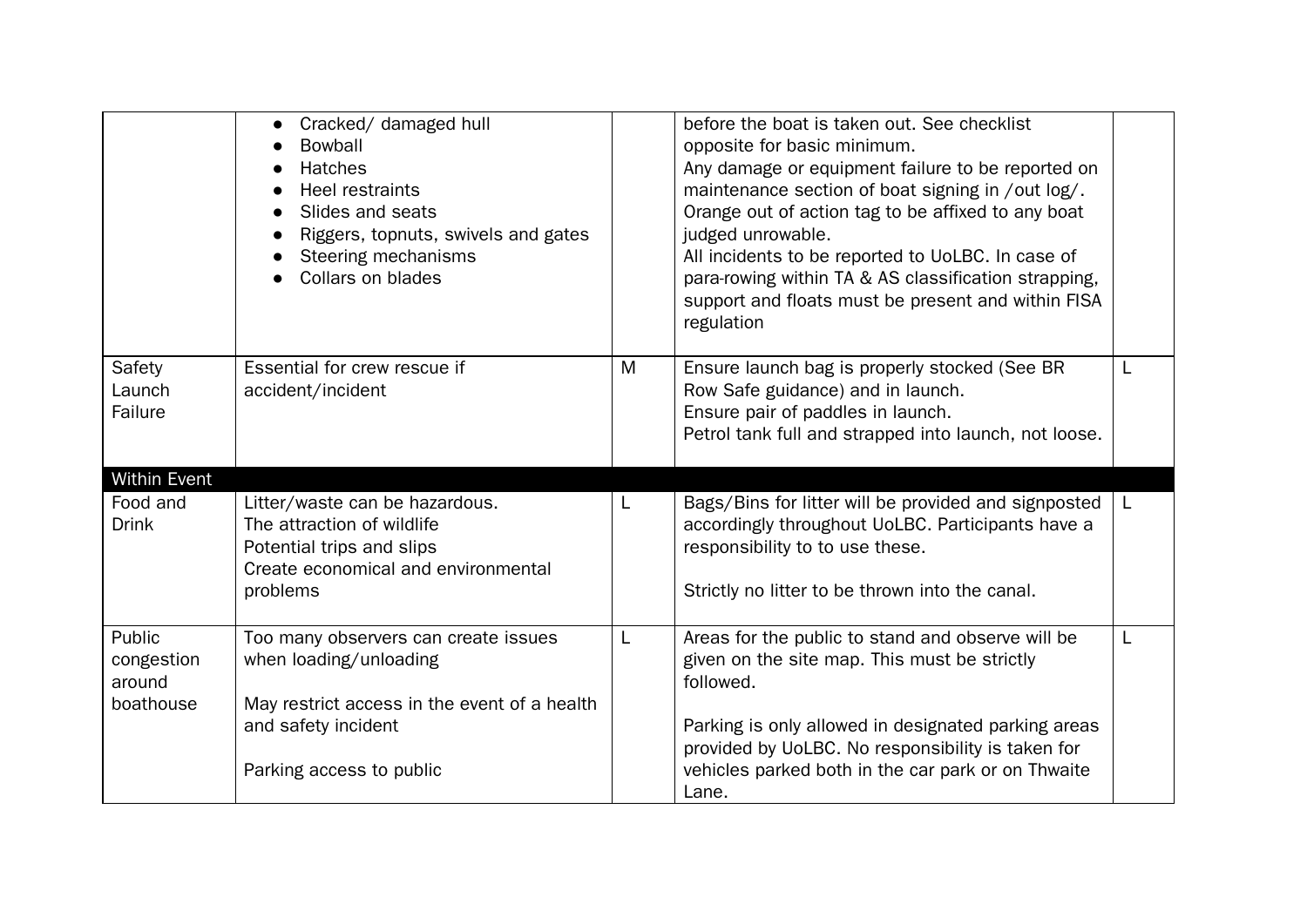| | | | | |
|---|---|---|---|---|
| | • Cracked/ damaged hull<br>• Bowball<br>• Hatches<br>• Heel restraints<br>• Slides and seats<br>• Riggers, topnuts, swivels and gates<br>• Steering mechanisms<br>• Collars on blades | | before the boat is taken out. See checklist opposite for basic minimum.<br>Any damage or equipment failure to be reported on maintenance section of boat signing in /out log/.<br>Orange out of action tag to be affixed to any boat judged unrowable.<br>All incidents to be reported to UoLBC. In case of para-rowing within TA & AS classification strapping, support and floats must be present and within FISA regulation | |
| Safety Launch Failure | Essential for crew rescue if accident/incident | M | Ensure launch bag is properly stocked (See BR Row Safe guidance) and in launch.<br>Ensure pair of paddles in launch.<br>Petrol tank full and strapped into launch, not loose. | L |
| **Within Event** | | | | |
| Food and Drink | Litter/waste can be hazardous.<br>The attraction of wildlife<br>Potential trips and slips<br>Create economical and environmental problems | L | Bags/Bins for litter will be provided and signposted accordingly throughout UoLBC. Participants have a responsibility to to use these.<br><br>Strictly no litter to be thrown into the canal. | L |
| Public congestion around boathouse | Too many observers can create issues when loading/unloading<br><br>May restrict access in the event of a health and safety incident<br><br>Parking access to public | L | Areas for the public to stand and observe will be given on the site map. This must be strictly followed.<br><br>Parking is only allowed in designated parking areas provided by UoLBC. No responsibility is taken for vehicles parked both in the car park or on Thwaite Lane. | L |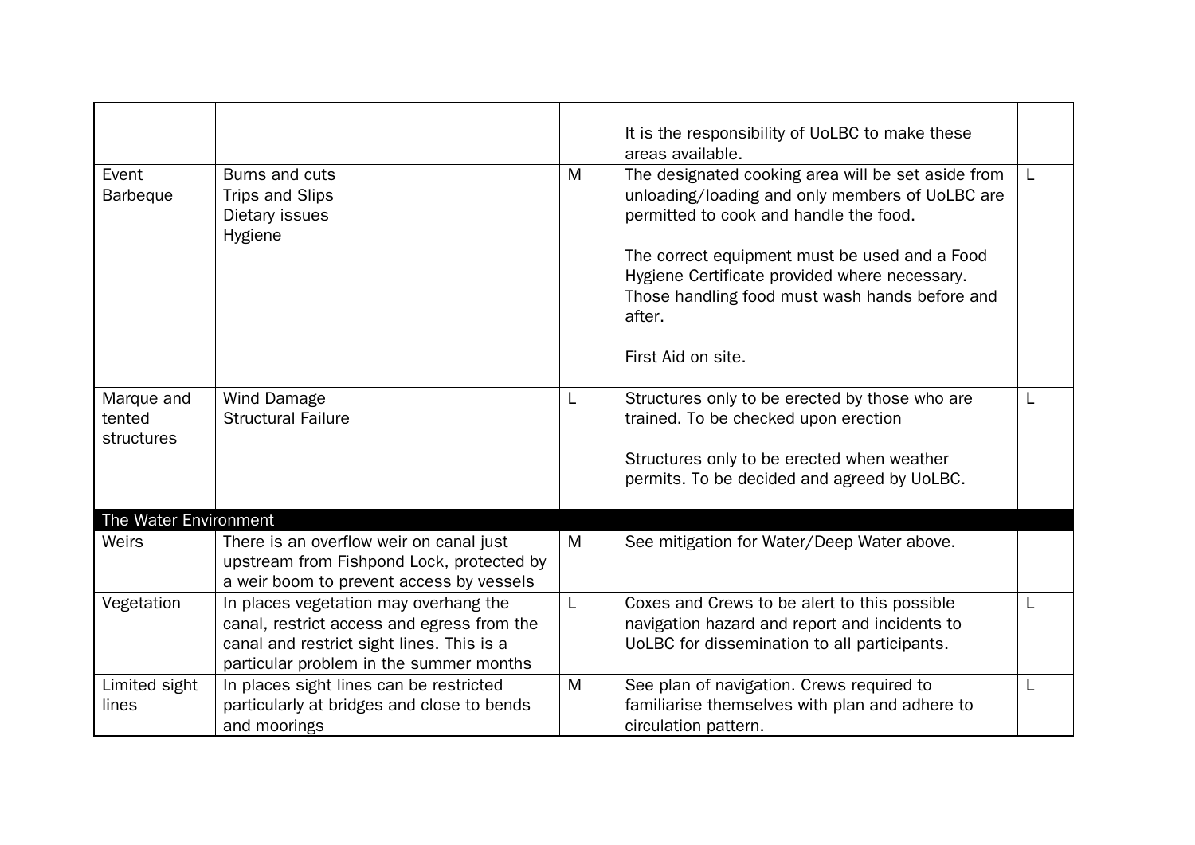| | | | | |
|---|---|---|---|---|
| | | | It is the responsibility of UoLBC to make these areas available. | |
| Event Barbeque | Burns and cuts<br>Trips and Slips<br>Dietary issues<br>Hygiene | M | The designated cooking area will be set aside from unloading/loading and only members of UoLBC are permitted to cook and handle the food.<br><br>The correct equipment must be used and a Food Hygiene Certificate provided where necessary. Those handling food must wash hands before and after.<br><br>First Aid on site. | L |
| Marque and tented structures | Wind Damage<br>Structural Failure | L | Structures only to be erected by those who are trained. To be checked upon erection<br><br>Structures only to be erected when weather permits. To be decided and agreed by UoLBC. | L |
| **The Water Environment** | | | | |
| Weirs | There is an overflow weir on canal just upstream from Fishpond Lock, protected by a weir boom to prevent access by vessels | M | See mitigation for Water/Deep Water above. | |
| Vegetation | In places vegetation may overhang the canal, restrict access and egress from the canal and restrict sight lines. This is a particular problem in the summer months | L | Coxes and Crews to be alert to this possible navigation hazard and report and incidents to UoLBC for dissemination to all participants. | L |
| Limited sight lines | In places sight lines can be restricted particularly at bridges and close to bends and moorings | M | See plan of navigation. Crews required to familiarise themselves with plan and adhere to circulation pattern. | L |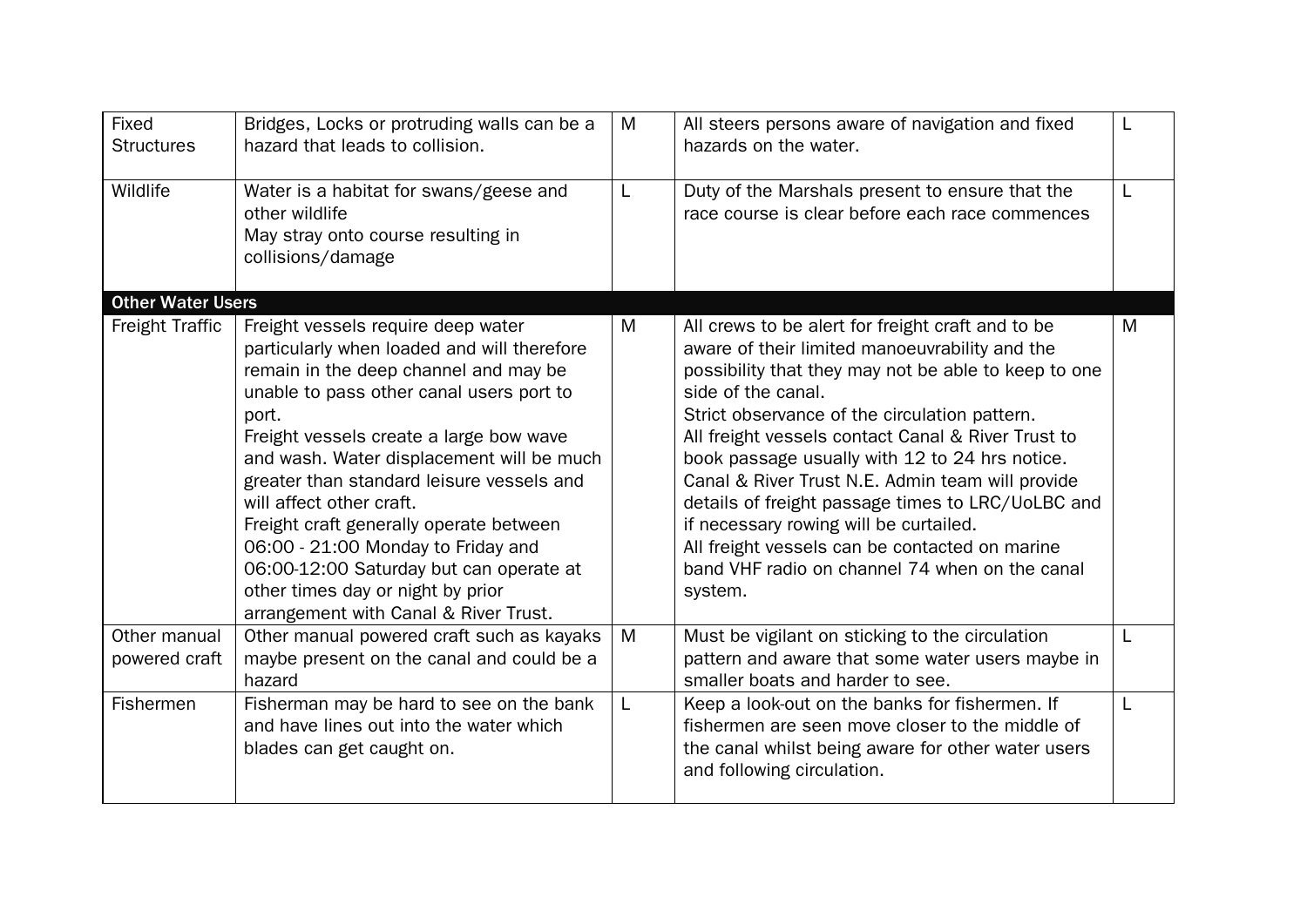| | | | | |
|---|---|---|---|---|
| Fixed Structures | Bridges, Locks or protruding walls can be a hazard that leads to collision. | M | All steers persons aware of navigation and fixed hazards on the water. | L |
| Wildlife | Water is a habitat for swans/geese and other wildlife<br>May stray onto course resulting in collisions/damage | L | Duty of the Marshals present to ensure that the race course is clear before each race commences | L |
| **Other Water Users** | | | | |
| Freight Traffic | Freight vessels require deep water particularly when loaded and will therefore remain in the deep channel and may be unable to pass other canal users port to port.<br>Freight vessels create a large bow wave and wash. Water displacement will be much greater than standard leisure vessels and will affect other craft.<br>Freight craft generally operate between 06:00 - 21:00 Monday to Friday and 06:00-12:00 Saturday but can operate at other times day or night by prior arrangement with Canal & River Trust. | M | All crews to be alert for freight craft and to be aware of their limited manoeuvrability and the possibility that they may not be able to keep to one side of the canal.<br>Strict observance of the circulation pattern.<br>All freight vessels contact Canal & River Trust to book passage usually with 12 to 24 hrs notice.<br>Canal & River Trust N.E. Admin team will provide details of freight passage times to LRC/UoLBC and if necessary rowing will be curtailed.<br>All freight vessels can be contacted on marine band VHF radio on channel 74 when on the canal system. | M |
| Other manual powered craft | Other manual powered craft such as kayaks maybe present on the canal and could be a hazard | M | Must be vigilant on sticking to the circulation pattern and aware that some water users maybe in smaller boats and harder to see. | L |
| Fishermen | Fisherman may be hard to see on the bank and have lines out into the water which blades can get caught on. | L | Keep a look-out on the banks for fishermen. If fishermen are seen move closer to the middle of the canal whilst being aware for other water users and following circulation. | L |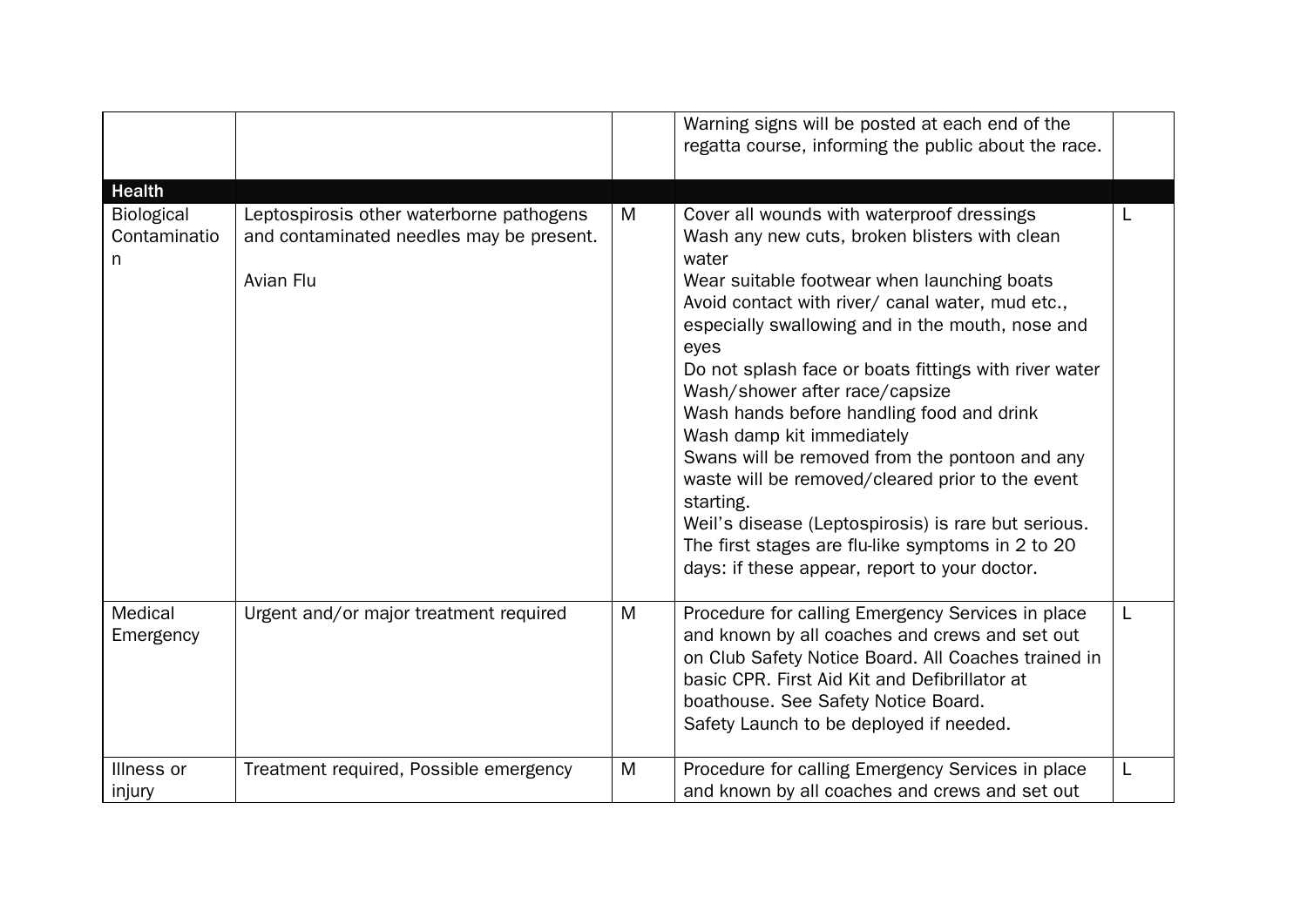| | | | | |
|---|---|---|---|---|
| | | | Warning signs will be posted at each end of the regatta course, informing the public about the race. | |
| **Health** | | | | |
| Biological Contamination | Leptospirosis other waterborne pathogens and contaminated needles may be present.<br><br>Avian Flu | M | Cover all wounds with waterproof dressings<br>Wash any new cuts, broken blisters with clean water<br>Wear suitable footwear when launching boats<br>Avoid contact with river/ canal water, mud etc., especially swallowing and in the mouth, nose and eyes<br>Do not splash face or boats fittings with river water<br>Wash/shower after race/capsize<br>Wash hands before handling food and drink<br>Wash damp kit immediately<br>Swans will be removed from the pontoon and any waste will be removed/cleared prior to the event starting.<br>Weil's disease (Leptospirosis) is rare but serious. The first stages are flu-like symptoms in 2 to 20 days: if these appear, report to your doctor. | L |
| Medical Emergency | Urgent and/or major treatment required | M | Procedure for calling Emergency Services in place and known by all coaches and crews and set out on Club Safety Notice Board. All Coaches trained in basic CPR. First Aid Kit and Defibrillator at boathouse. See Safety Notice Board.<br>Safety Launch to be deployed if needed. | L |
| Illness or injury | Treatment required, Possible emergency | M | Procedure for calling Emergency Services in place and known by all coaches and crews and set out | L |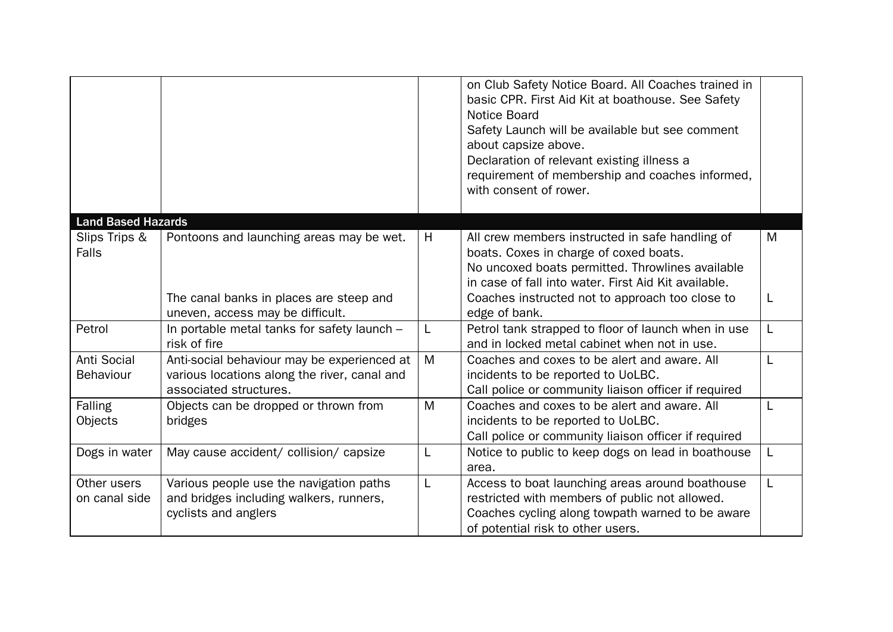| | | | | |
|---|---|---|---|---|
| | | | on Club Safety Notice Board. All Coaches trained in basic CPR. First Aid Kit at boathouse. See Safety Notice Board<br>Safety Launch will be available but see comment about capsize above.<br>Declaration of relevant existing illness a requirement of membership and coaches informed, with consent of rower. | |
| **Land Based Hazards** | | | | |
| Slips Trips & Falls | Pontoons and launching areas may be wet. | H | All crew members instructed in safe handling of boats. Coxes in charge of coxed boats.<br>No uncoxed boats permitted. Throwlines available in case of fall into water. First Aid Kit available. | M |
| | The canal banks in places are steep and uneven, access may be difficult. | | Coaches instructed not to approach too close to edge of bank. | L |
| Petrol | In portable metal tanks for safety launch – risk of fire | L | Petrol tank strapped to floor of launch when in use and in locked metal cabinet when not in use. | L |
| Anti Social Behaviour | Anti-social behaviour may be experienced at various locations along the river, canal and associated structures. | M | Coaches and coxes to be alert and aware. All incidents to be reported to UoLBC.<br>Call police or community liaison officer if required | L |
| Falling Objects | Objects can be dropped or thrown from bridges | M | Coaches and coxes to be alert and aware. All incidents to be reported to UoLBC.<br>Call police or community liaison officer if required | L |
| Dogs in water | May cause accident/ collision/ capsize | L | Notice to public to keep dogs on lead in boathouse area. | L |
| Other users on canal side | Various people use the navigation paths and bridges including walkers, runners, cyclists and anglers | L | Access to boat launching areas around boathouse restricted with members of public not allowed.<br>Coaches cycling along towpath warned to be aware of potential risk to other users. | L |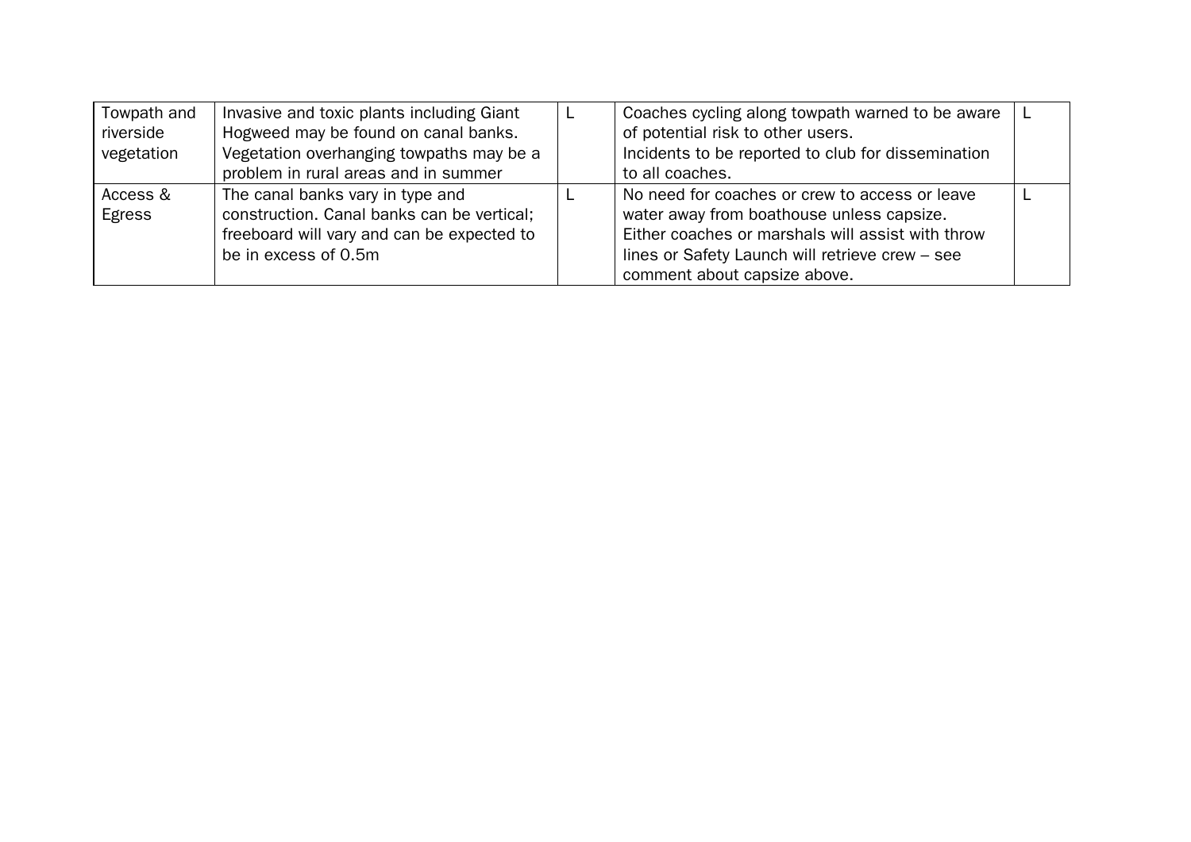| | | | | |
|---|---|---|---|---|
| Towpath and riverside vegetation | Invasive and toxic plants including Giant Hogweed may be found on canal banks. Vegetation overhanging towpaths may be a problem in rural areas and in summer | L | Coaches cycling along towpath warned to be aware of potential risk to other users.<br>Incidents to be reported to club for dissemination to all coaches. | L |
| Access & Egress | The canal banks vary in type and construction. Canal banks can be vertical; freeboard will vary and can be expected to be in excess of 0.5m | L | No need for coaches or crew to access or leave water away from boathouse unless capsize.<br>Either coaches or marshals will assist with throw lines or Safety Launch will retrieve crew – see comment about capsize above. | L |